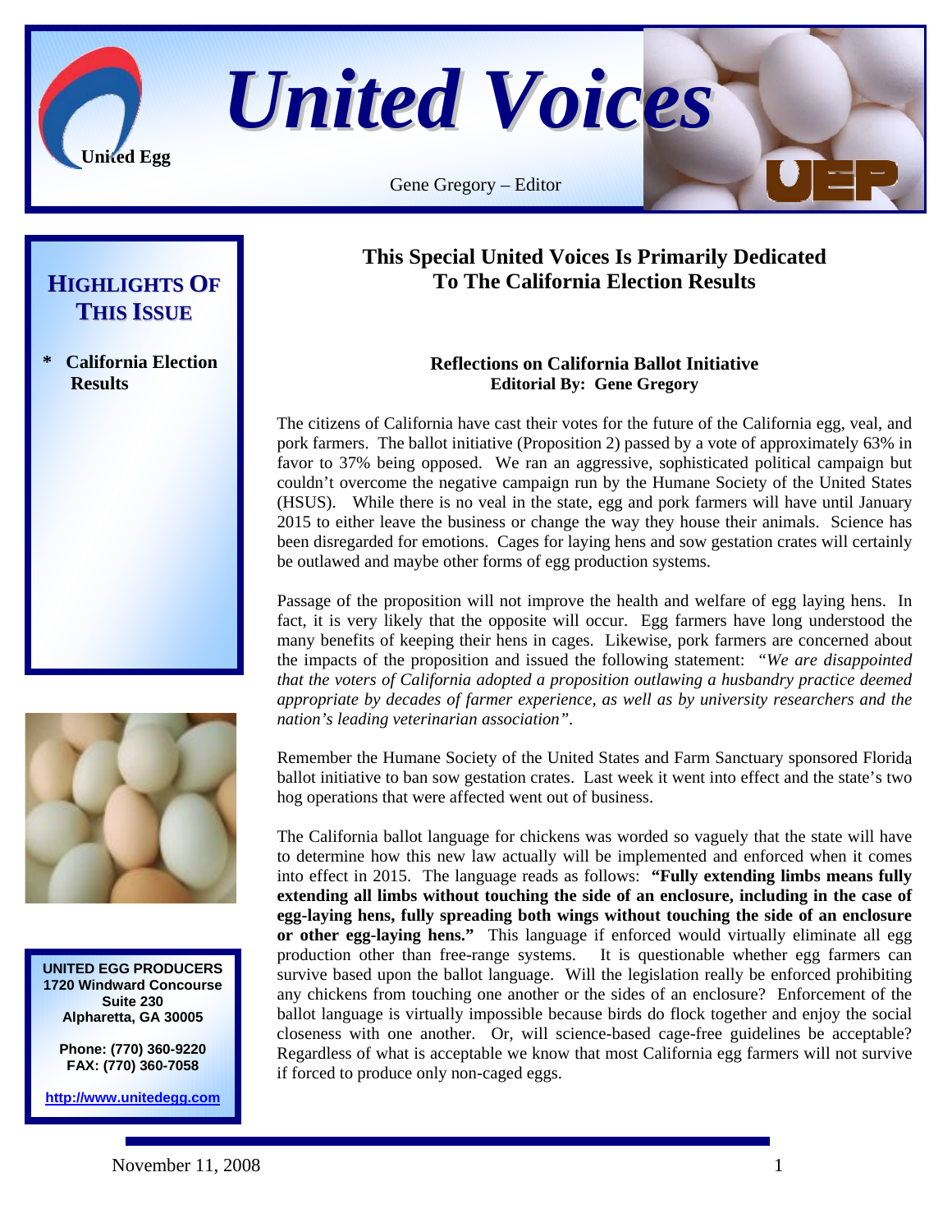# United Voices

Gene Gregory – Editor

## HIGHLIGHTS OF THIS ISSUE

* **California Election Results**

**UNITED EGG PRODUCERS**
**1720 Windward Concourse**
**Suite 230**
**Alpharetta, GA 30005**

**Phone: (770) 360-9220**
**FAX: (770) 360-7058**

**http://www.unitedegg.com**

## This Special United Voices Is Primarily Dedicated To The California Election Results

### Reflections on California Ballot Initiative

**Editorial By: Gene Gregory**

The citizens of California have cast their votes for the future of the California egg, veal, and pork farmers. The ballot initiative (Proposition 2) passed by a vote of approximately 63% in favor to 37% being opposed. We ran an aggressive, sophisticated political campaign but couldn't overcome the negative campaign run by the Humane Society of the United States (HSUS). While there is no veal in the state, egg and pork farmers will have until January 2015 to either leave the business or change the way they house their animals. Science has been disregarded for emotions. Cages for laying hens and sow gestation crates will certainly be outlawed and maybe other forms of egg production systems.

Passage of the proposition will not improve the health and welfare of egg laying hens. In fact, it is very likely that the opposite will occur. Egg farmers have long understood the many benefits of keeping their hens in cages. Likewise, pork farmers are concerned about the impacts of the proposition and issued the following statement: *"We are disappointed that the voters of California adopted a proposition outlawing a husbandry practice deemed appropriate by decades of farmer experience, as well as by university researchers and the nation's leading veterinarian association"*.

Remember the Humane Society of the United States and Farm Sanctuary sponsored Florida ballot initiative to ban sow gestation crates. Last week it went into effect and the state's two hog operations that were affected went out of business.

The California ballot language for chickens was worded so vaguely that the state will have to determine how this new law actually will be implemented and enforced when it comes into effect in 2015. The language reads as follows: **"Fully extending limbs means fully extending all limbs without touching the side of an enclosure, including in the case of egg-laying hens, fully spreading both wings without touching the side of an enclosure or other egg-laying hens."** This language if enforced would virtually eliminate all egg production other than free-range systems. It is questionable whether egg farmers can survive based upon the ballot language. Will the legislation really be enforced prohibiting any chickens from touching one another or the sides of an enclosure? Enforcement of the ballot language is virtually impossible because birds do flock together and enjoy the social closeness with one another. Or, will science-based cage-free guidelines be acceptable? Regardless of what is acceptable we know that most California egg farmers will not survive if forced to produce only non-caged eggs.

November 11, 2008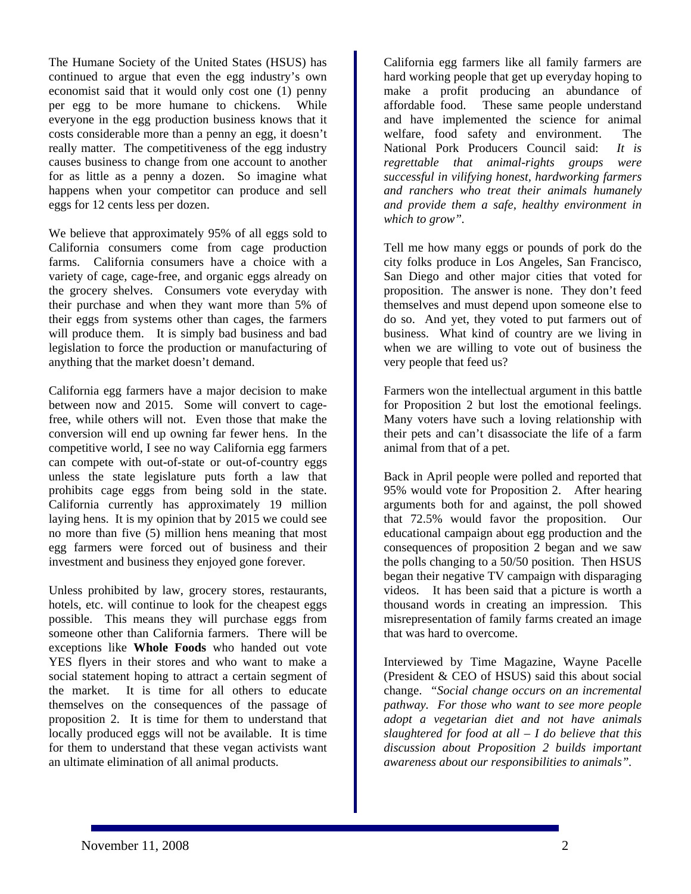The Humane Society of the United States (HSUS) has continued to argue that even the egg industry's own economist said that it would only cost one (1) penny per egg to be more humane to chickens. While everyone in the egg production business knows that it costs considerable more than a penny an egg, it doesn't really matter. The competitiveness of the egg industry causes business to change from one account to another for as little as a penny a dozen. So imagine what happens when your competitor can produce and sell eggs for 12 cents less per dozen.

We believe that approximately 95% of all eggs sold to California consumers come from cage production farms. California consumers have a choice with a variety of cage, cage-free, and organic eggs already on the grocery shelves. Consumers vote everyday with their purchase and when they want more than 5% of their eggs from systems other than cages, the farmers will produce them. It is simply bad business and bad legislation to force the production or manufacturing of anything that the market doesn't demand.

California egg farmers have a major decision to make between now and 2015. Some will convert to cage-free, while others will not. Even those that make the conversion will end up owning far fewer hens. In the competitive world, I see no way California egg farmers can compete with out-of-state or out-of-country eggs unless the state legislature puts forth a law that prohibits cage eggs from being sold in the state. California currently has approximately 19 million laying hens. It is my opinion that by 2015 we could see no more than five (5) million hens meaning that most egg farmers were forced out of business and their investment and business they enjoyed gone forever.

Unless prohibited by law, grocery stores, restaurants, hotels, etc. will continue to look for the cheapest eggs possible. This means they will purchase eggs from someone other than California farmers. There will be exceptions like **Whole Foods** who handed out vote YES flyers in their stores and who want to make a social statement hoping to attract a certain segment of the market. It is time for all others to educate themselves on the consequences of the passage of proposition 2. It is time for them to understand that locally produced eggs will not be available. It is time for them to understand that these vegan activists want an ultimate elimination of all animal products.

California egg farmers like all family farmers are hard working people that get up everyday hoping to make a profit producing an abundance of affordable food. These same people understand and have implemented the science for animal welfare, food safety and environment. The National Pork Producers Council said: *It is regrettable that animal-rights groups were successful in vilifying honest, hardworking farmers and ranchers who treat their animals humanely and provide them a safe, healthy environment in which to grow".*

Tell me how many eggs or pounds of pork do the city folks produce in Los Angeles, San Francisco, San Diego and other major cities that voted for proposition. The answer is none. They don't feed themselves and must depend upon someone else to do so. And yet, they voted to put farmers out of business. What kind of country are we living in when we are willing to vote out of business the very people that feed us?

Farmers won the intellectual argument in this battle for Proposition 2 but lost the emotional feelings. Many voters have such a loving relationship with their pets and can't disassociate the life of a farm animal from that of a pet.

Back in April people were polled and reported that 95% would vote for Proposition 2. After hearing arguments both for and against, the poll showed that 72.5% would favor the proposition. Our educational campaign about egg production and the consequences of proposition 2 began and we saw the polls changing to a 50/50 position. Then HSUS began their negative TV campaign with disparaging videos. It has been said that a picture is worth a thousand words in creating an impression. This misrepresentation of family farms created an image that was hard to overcome.

Interviewed by Time Magazine, Wayne Pacelle (President & CEO of HSUS) said this about social change. *"Social change occurs on an incremental pathway. For those who want to see more people adopt a vegetarian diet and not have animals slaughtered for food at all – I do believe that this discussion about Proposition 2 builds important awareness about our responsibilities to animals".*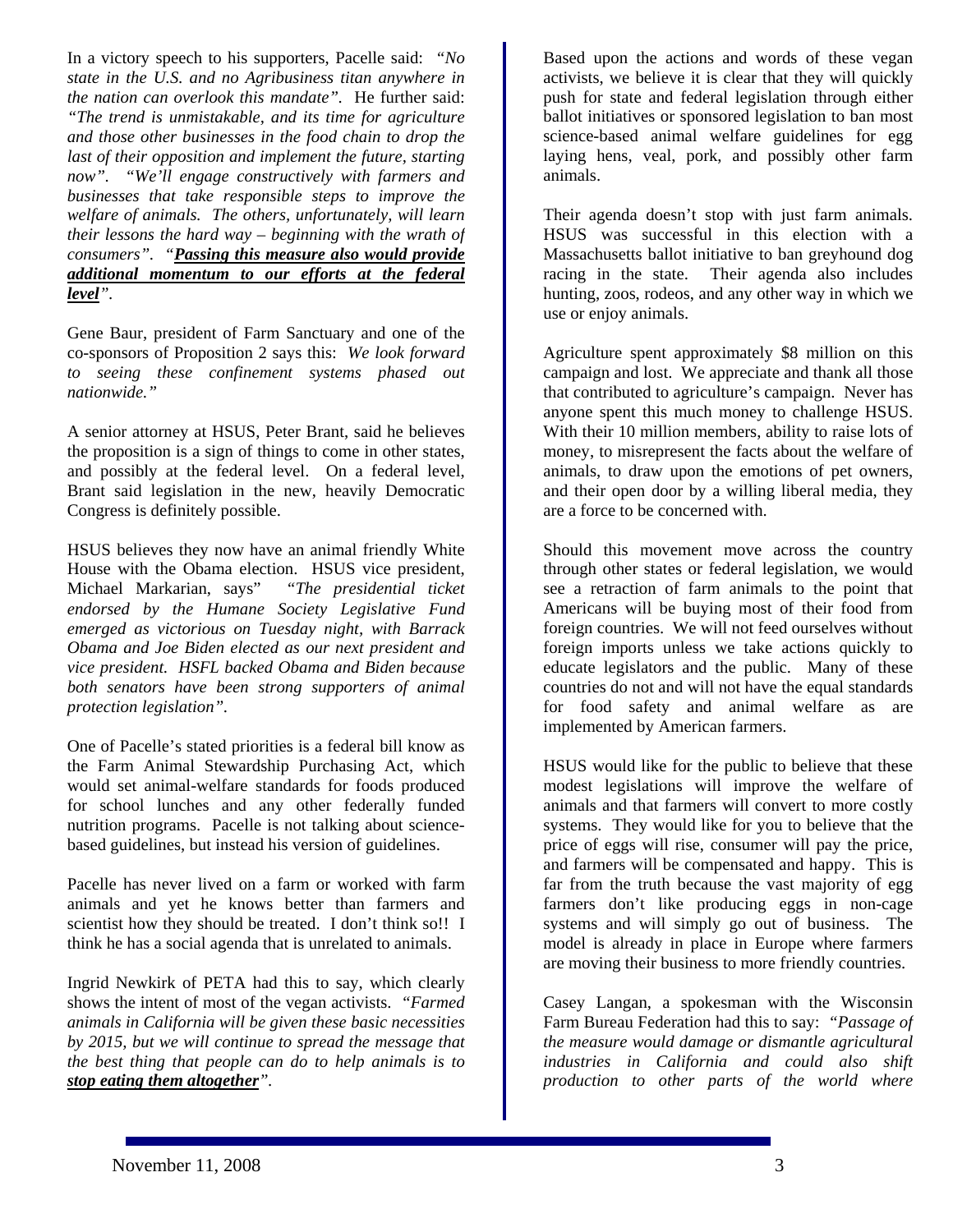In a victory speech to his supporters, Pacelle said: *"No state in the U.S. and no Agribusiness titan anywhere in the nation can overlook this mandate".* He further said: *"The trend is unmistakable, and its time for agriculture and those other businesses in the food chain to drop the last of their opposition and implement the future, starting now". "We'll engage constructively with farmers and businesses that take responsible steps to improve the welfare of animals. The others, unfortunately, will learn their lessons the hard way – beginning with the wrath of consumers". "**<u>Passing this measure also would provide additional momentum to our efforts at the federal level</u>**".*

Gene Baur, president of Farm Sanctuary and one of the co-sponsors of Proposition 2 says this: *We look forward to seeing these confinement systems phased out nationwide."*

A senior attorney at HSUS, Peter Brant, said he believes the proposition is a sign of things to come in other states, and possibly at the federal level. On a federal level, Brant said legislation in the new, heavily Democratic Congress is definitely possible.

HSUS believes they now have an animal friendly White House with the Obama election. HSUS vice president, Michael Markarian, says" *"The presidential ticket endorsed by the Humane Society Legislative Fund emerged as victorious on Tuesday night, with Barrack Obama and Joe Biden elected as our next president and vice president. HSFL backed Obama and Biden because both senators have been strong supporters of animal protection legislation".*

One of Pacelle's stated priorities is a federal bill know as the Farm Animal Stewardship Purchasing Act, which would set animal-welfare standards for foods produced for school lunches and any other federally funded nutrition programs. Pacelle is not talking about science-based guidelines, but instead his version of guidelines.

Pacelle has never lived on a farm or worked with farm animals and yet he knows better than farmers and scientist how they should be treated. I don't think so!! I think he has a social agenda that is unrelated to animals.

Ingrid Newkirk of PETA had this to say, which clearly shows the intent of most of the vegan activists. *"Farmed animals in California will be given these basic necessities by 2015, but we will continue to spread the message that the best thing that people can do to help animals is to **<u>stop eating them altogether</u>**".*

Based upon the actions and words of these vegan activists, we believe it is clear that they will quickly push for state and federal legislation through either ballot initiatives or sponsored legislation to ban most science-based animal welfare guidelines for egg laying hens, veal, pork, and possibly other farm animals.

Their agenda doesn't stop with just farm animals. HSUS was successful in this election with a Massachusetts ballot initiative to ban greyhound dog racing in the state. Their agenda also includes hunting, zoos, rodeos, and any other way in which we use or enjoy animals.

Agriculture spent approximately $8 million on this campaign and lost. We appreciate and thank all those that contributed to agriculture's campaign. Never has anyone spent this much money to challenge HSUS. With their 10 million members, ability to raise lots of money, to misrepresent the facts about the welfare of animals, to draw upon the emotions of pet owners, and their open door by a willing liberal media, they are a force to be concerned with.

Should this movement move across the country through other states or federal legislation, we would see a retraction of farm animals to the point that Americans will be buying most of their food from foreign countries. We will not feed ourselves without foreign imports unless we take actions quickly to educate legislators and the public. Many of these countries do not and will not have the equal standards for food safety and animal welfare as are implemented by American farmers.

HSUS would like for the public to believe that these modest legislations will improve the welfare of animals and that farmers will convert to more costly systems. They would like for you to believe that the price of eggs will rise, consumer will pay the price, and farmers will be compensated and happy. This is far from the truth because the vast majority of egg farmers don't like producing eggs in non-cage systems and will simply go out of business. The model is already in place in Europe where farmers are moving their business to more friendly countries.

Casey Langan, a spokesman with the Wisconsin Farm Bureau Federation had this to say: *"Passage of the measure would damage or dismantle agricultural industries in California and could also shift production to other parts of the world where*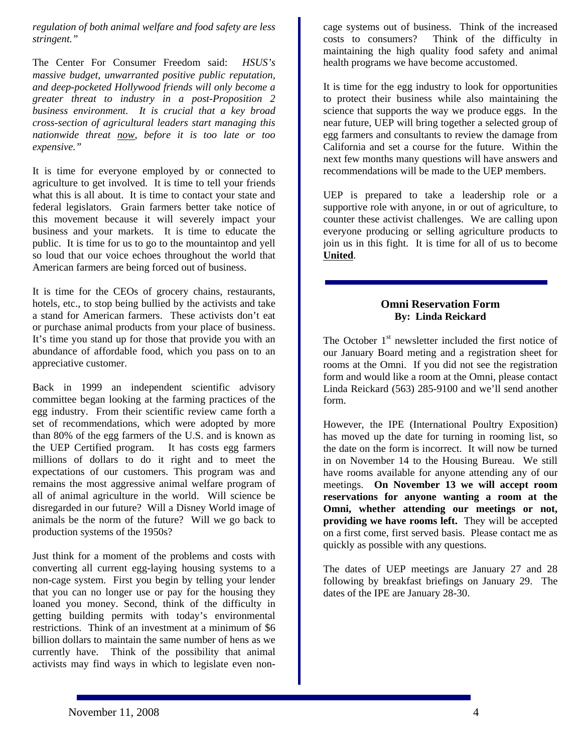*regulation of both animal welfare and food safety are less stringent."*

The Center For Consumer Freedom said: *HSUS's massive budget, unwarranted positive public reputation, and deep-pocketed Hollywood friends will only become a greater threat to industry in a post-Proposition 2 business environment. It is crucial that a key broad cross-section of agricultural leaders start managing this nationwide threat now, before it is too late or too expensive."*

It is time for everyone employed by or connected to agriculture to get involved. It is time to tell your friends what this is all about. It is time to contact your state and federal legislators. Grain farmers better take notice of this movement because it will severely impact your business and your markets. It is time to educate the public. It is time for us to go to the mountaintop and yell so loud that our voice echoes throughout the world that American farmers are being forced out of business.

It is time for the CEOs of grocery chains, restaurants, hotels, etc., to stop being bullied by the activists and take a stand for American farmers. These activists don't eat or purchase animal products from your place of business. It's time you stand up for those that provide you with an abundance of affordable food, which you pass on to an appreciative customer.

Back in 1999 an independent scientific advisory committee began looking at the farming practices of the egg industry. From their scientific review came forth a set of recommendations, which were adopted by more than 80% of the egg farmers of the U.S. and is known as the UEP Certified program. It has costs egg farmers millions of dollars to do it right and to meet the expectations of our customers. This program was and remains the most aggressive animal welfare program of all of animal agriculture in the world. Will science be disregarded in our future? Will a Disney World image of animals be the norm of the future? Will we go back to production systems of the 1950s?

Just think for a moment of the problems and costs with converting all current egg-laying housing systems to a non-cage system. First you begin by telling your lender that you can no longer use or pay for the housing they loaned you money. Second, think of the difficulty in getting building permits with today's environmental restrictions. Think of an investment at a minimum of $6 billion dollars to maintain the same number of hens as we currently have. Think of the possibility that animal activists may find ways in which to legislate even non-cage systems out of business. Think of the increased costs to consumers? Think of the difficulty in maintaining the high quality food safety and animal health programs we have become accustomed.

It is time for the egg industry to look for opportunities to protect their business while also maintaining the science that supports the way we produce eggs. In the near future, UEP will bring together a selected group of egg farmers and consultants to review the damage from California and set a course for the future. Within the next few months many questions will have answers and recommendations will be made to the UEP members.

UEP is prepared to take a leadership role or a supportive role with anyone, in or out of agriculture, to counter these activist challenges. We are calling upon everyone producing or selling agriculture products to join us in this fight. It is time for all of us to become **United**.

## Omni Reservation Form

**By: Linda Reickard**

The October 1st newsletter included the first notice of our January Board meting and a registration sheet for rooms at the Omni. If you did not see the registration form and would like a room at the Omni, please contact Linda Reickard (563) 285-9100 and we'll send another form.

However, the IPE (International Poultry Exposition) has moved up the date for turning in rooming list, so the date on the form is incorrect. It will now be turned in on November 14 to the Housing Bureau. We still have rooms available for anyone attending any of our meetings. **On November 13 we will accept room reservations for anyone wanting a room at the Omni, whether attending our meetings or not, providing we have rooms left.** They will be accepted on a first come, first served basis. Please contact me as quickly as possible with any questions.

The dates of UEP meetings are January 27 and 28 following by breakfast briefings on January 29. The dates of the IPE are January 28-30.